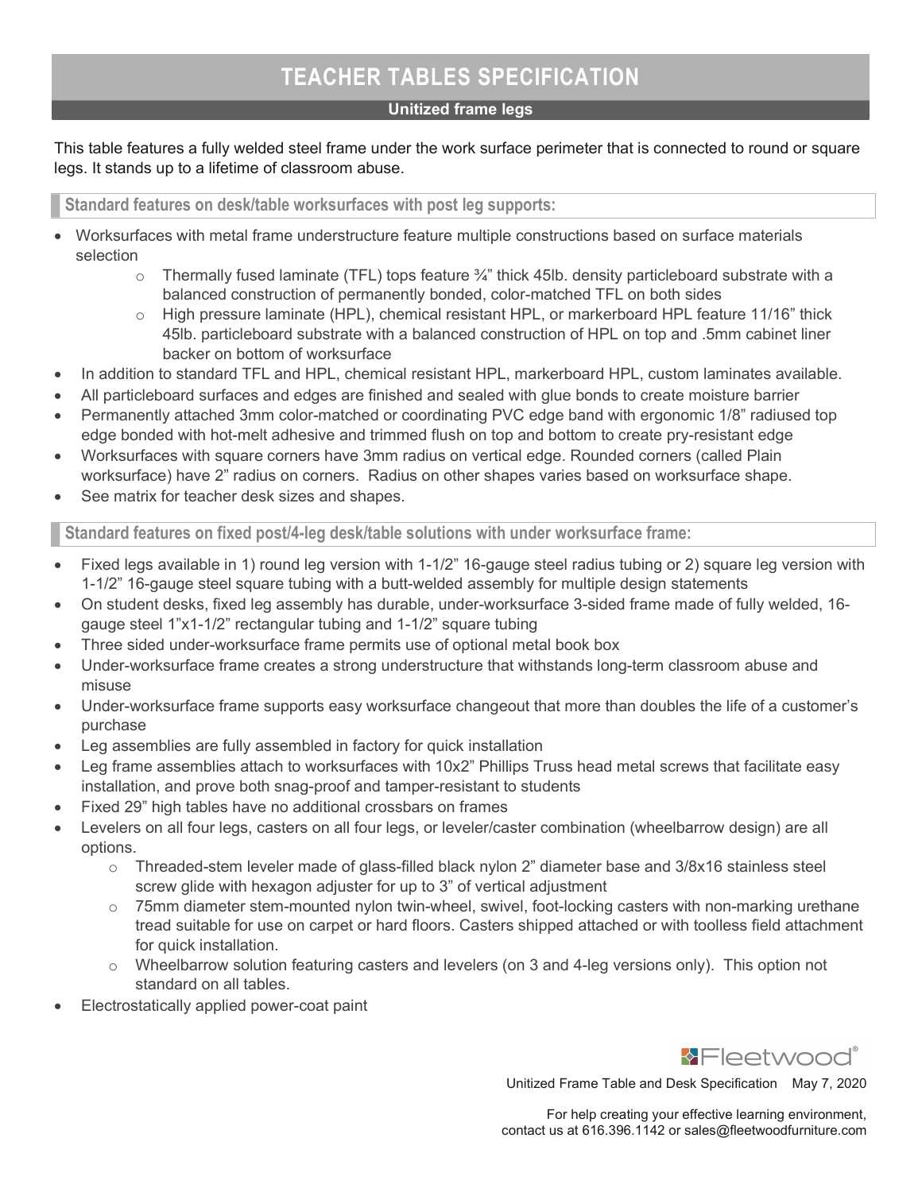# TEACHER TABLES SPECIFICATION

## Unitized frame legs

This table features a fully welded steel frame under the work surface perimeter that is connected to round or square legs. It stands up to a lifetime of classroom abuse.

### Standard features on desk/table worksurfaces with post leg supports:

- Worksurfaces with metal frame understructure feature multiple constructions based on surface materials selection
  - Thermally fused laminate (TFL) tops feature ¾" thick 45lb. density particleboard substrate with a balanced construction of permanently bonded, color-matched TFL on both sides
  - High pressure laminate (HPL), chemical resistant HPL, or markerboard HPL feature 11/16" thick 45lb. particleboard substrate with a balanced construction of HPL on top and .5mm cabinet liner backer on bottom of worksurface
- In addition to standard TFL and HPL, chemical resistant HPL, markerboard HPL, custom laminates available.
- All particleboard surfaces and edges are finished and sealed with glue bonds to create moisture barrier
- Permanently attached 3mm color-matched or coordinating PVC edge band with ergonomic 1/8" radiused top edge bonded with hot-melt adhesive and trimmed flush on top and bottom to create pry-resistant edge
- Worksurfaces with square corners have 3mm radius on vertical edge. Rounded corners (called Plain worksurface) have 2" radius on corners. Radius on other shapes varies based on worksurface shape.
- See matrix for teacher desk sizes and shapes.

### Standard features on fixed post/4-leg desk/table solutions with under worksurface frame:

- Fixed legs available in 1) round leg version with 1-1/2" 16-gauge steel radius tubing or 2) square leg version with 1-1/2" 16-gauge steel square tubing with a butt-welded assembly for multiple design statements
- On student desks, fixed leg assembly has durable, under-worksurface 3-sided frame made of fully welded, 16-gauge steel 1"x1-1/2" rectangular tubing and 1-1/2" square tubing
- Three sided under-worksurface frame permits use of optional metal book box
- Under-worksurface frame creates a strong understructure that withstands long-term classroom abuse and misuse
- Under-worksurface frame supports easy worksurface changeout that more than doubles the life of a customer's purchase
- Leg assemblies are fully assembled in factory for quick installation
- Leg frame assemblies attach to worksurfaces with 10x2" Phillips Truss head metal screws that facilitate easy installation, and prove both snag-proof and tamper-resistant to students
- Fixed 29" high tables have no additional crossbars on frames
- Levelers on all four legs, casters on all four legs, or leveler/caster combination (wheelbarrow design) are all options.
  - Threaded-stem leveler made of glass-filled black nylon 2" diameter base and 3/8x16 stainless steel screw glide with hexagon adjuster for up to 3" of vertical adjustment
  - 75mm diameter stem-mounted nylon twin-wheel, swivel, foot-locking casters with non-marking urethane tread suitable for use on carpet or hard floors. Casters shipped attached or with toolless field attachment for quick installation.
  - Wheelbarrow solution featuring casters and levelers (on 3 and 4-leg versions only). This option not standard on all tables.
- Electrostatically applied power-coat paint

Fleetwood®

Unitized Frame Table and Desk Specification May 7, 2020

For help creating your effective learning environment, contact us at 616.396.1142 or sales@fleetwoodfurniture.com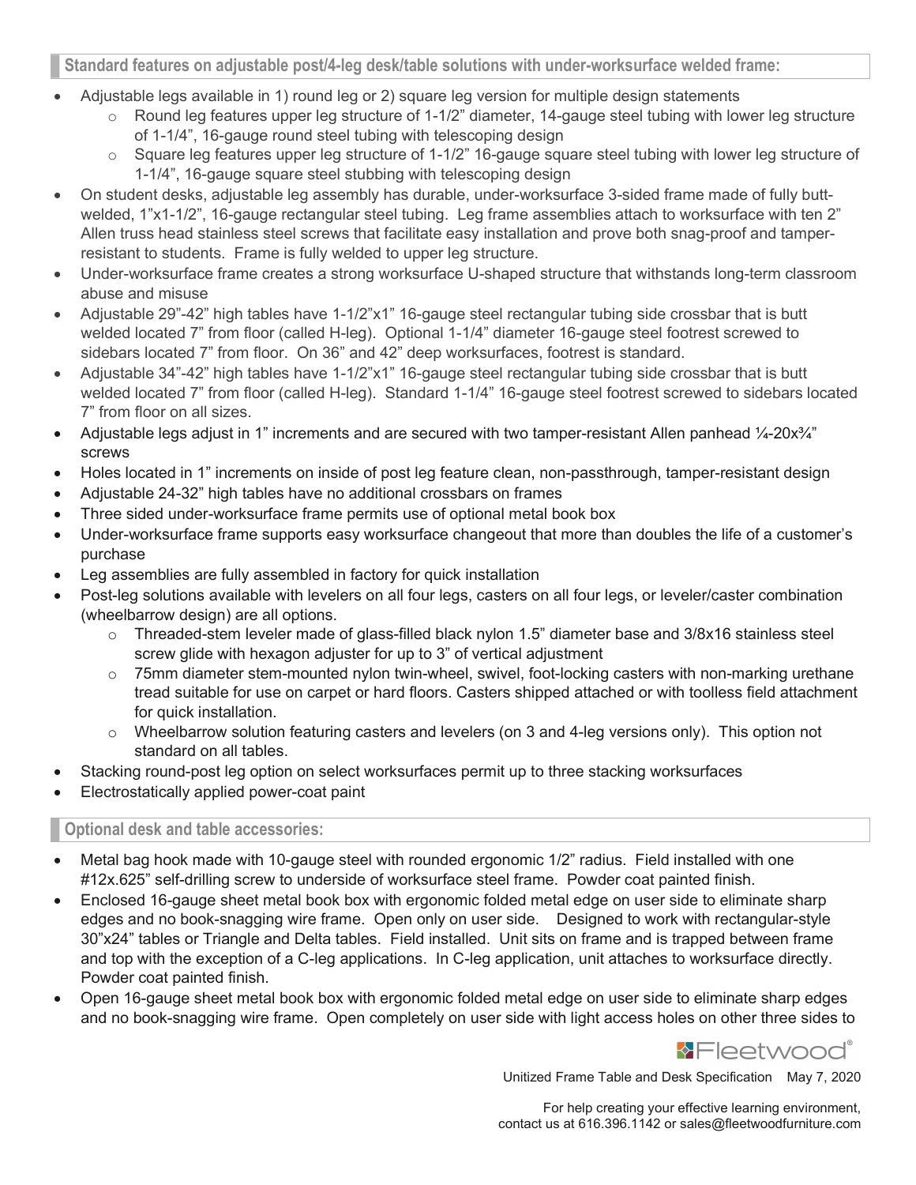## Standard features on adjustable post/4-leg desk/table solutions with under-worksurface welded frame:

- Adjustable legs available in 1) round leg or 2) square leg version for multiple design statements
  - Round leg features upper leg structure of 1-1/2" diameter, 14-gauge steel tubing with lower leg structure of 1-1/4", 16-gauge round steel tubing with telescoping design
  - Square leg features upper leg structure of 1-1/2" 16-gauge square steel tubing with lower leg structure of 1-1/4", 16-gauge square steel stubbing with telescoping design
- On student desks, adjustable leg assembly has durable, under-worksurface 3-sided frame made of fully butt-welded, 1"x1-1/2", 16-gauge rectangular steel tubing. Leg frame assemblies attach to worksurface with ten 2" Allen truss head stainless steel screws that facilitate easy installation and prove both snag-proof and tamper-resistant to students. Frame is fully welded to upper leg structure.
- Under-worksurface frame creates a strong worksurface U-shaped structure that withstands long-term classroom abuse and misuse
- Adjustable 29"-42" high tables have 1-1/2"x1" 16-gauge steel rectangular tubing side crossbar that is butt welded located 7" from floor (called H-leg). Optional 1-1/4" diameter 16-gauge steel footrest screwed to sidebars located 7" from floor. On 36" and 42" deep worksurfaces, footrest is standard.
- Adjustable 34"-42" high tables have 1-1/2"x1" 16-gauge steel rectangular tubing side crossbar that is butt welded located 7" from floor (called H-leg). Standard 1-1/4" 16-gauge steel footrest screwed to sidebars located 7" from floor on all sizes.
- Adjustable legs adjust in 1" increments and are secured with two tamper-resistant Allen panhead ¼-20x¾" screws
- Holes located in 1" increments on inside of post leg feature clean, non-passthrough, tamper-resistant design
- Adjustable 24-32" high tables have no additional crossbars on frames
- Three sided under-worksurface frame permits use of optional metal book box
- Under-worksurface frame supports easy worksurface changeout that more than doubles the life of a customer's purchase
- Leg assemblies are fully assembled in factory for quick installation
- Post-leg solutions available with levelers on all four legs, casters on all four legs, or leveler/caster combination (wheelbarrow design) are all options.
  - Threaded-stem leveler made of glass-filled black nylon 1.5" diameter base and 3/8x16 stainless steel screw glide with hexagon adjuster for up to 3" of vertical adjustment
  - 75mm diameter stem-mounted nylon twin-wheel, swivel, foot-locking casters with non-marking urethane tread suitable for use on carpet or hard floors. Casters shipped attached or with toolless field attachment for quick installation.
  - Wheelbarrow solution featuring casters and levelers (on 3 and 4-leg versions only). This option not standard on all tables.
- Stacking round-post leg option on select worksurfaces permit up to three stacking worksurfaces
- Electrostatically applied power-coat paint

## Optional desk and table accessories:

- Metal bag hook made with 10-gauge steel with rounded ergonomic 1/2" radius. Field installed with one #12x.625" self-drilling screw to underside of worksurface steel frame. Powder coat painted finish.
- Enclosed 16-gauge sheet metal book box with ergonomic folded metal edge on user side to eliminate sharp edges and no book-snagging wire frame. Open only on user side. Designed to work with rectangular-style 30"x24" tables or Triangle and Delta tables. Field installed. Unit sits on frame and is trapped between frame and top with the exception of a C-leg applications. In C-leg application, unit attaches to worksurface directly. Powder coat painted finish.
- Open 16-gauge sheet metal book box with ergonomic folded metal edge on user side to eliminate sharp edges and no book-snagging wire frame. Open completely on user side with light access holes on other three sides to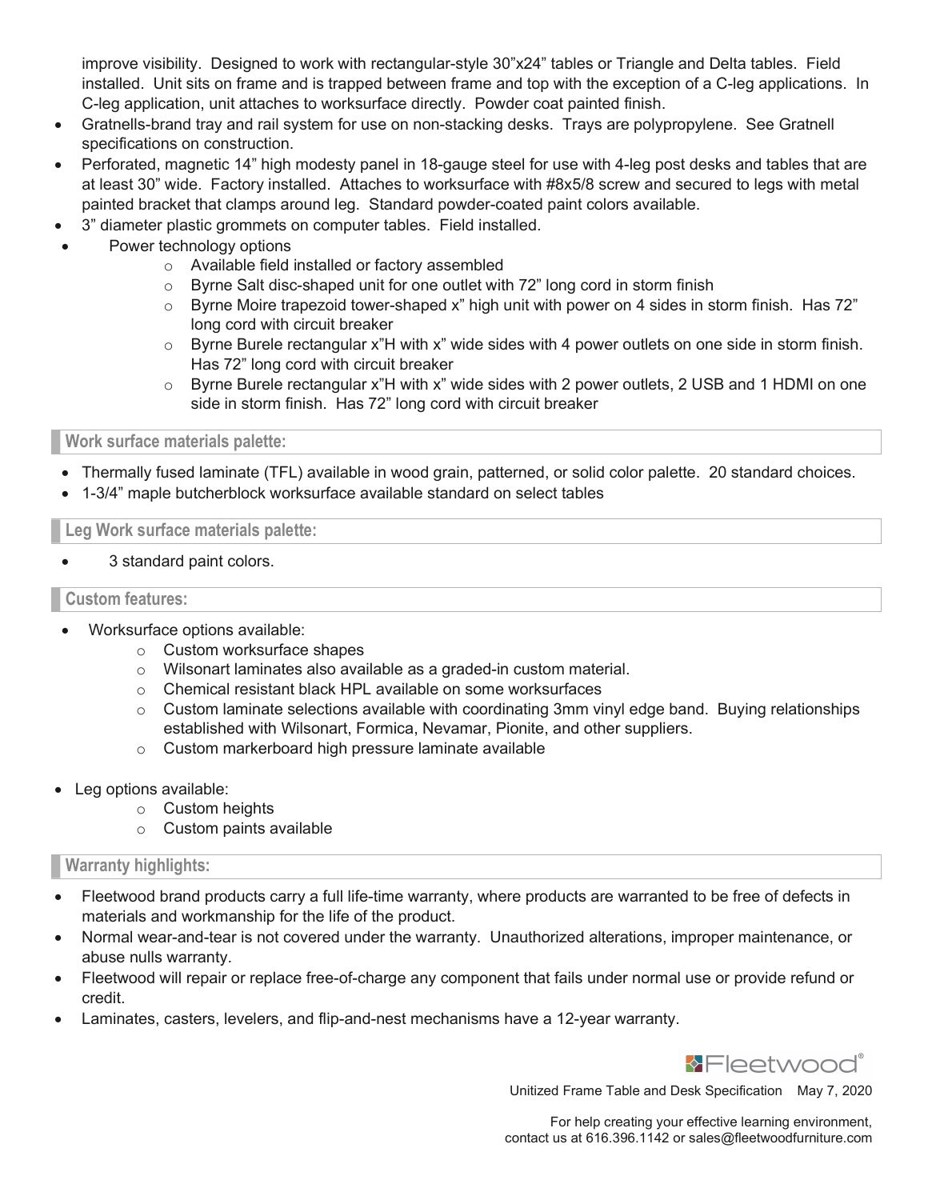improve visibility. Designed to work with rectangular-style 30"x24" tables or Triangle and Delta tables. Field installed. Unit sits on frame and is trapped between frame and top with the exception of a C-leg applications. In C-leg application, unit attaches to worksurface directly. Powder coat painted finish.

- Gratnells-brand tray and rail system for use on non-stacking desks. Trays are polypropylene. See Gratnell specifications on construction.
- Perforated, magnetic 14" high modesty panel in 18-gauge steel for use with 4-leg post desks and tables that are at least 30" wide. Factory installed. Attaches to worksurface with #8x5/8 screw and secured to legs with metal painted bracket that clamps around leg. Standard powder-coated paint colors available.
- 3" diameter plastic grommets on computer tables. Field installed.
- Power technology options
  - Available field installed or factory assembled
  - Byrne Salt disc-shaped unit for one outlet with 72" long cord in storm finish
  - Byrne Moire trapezoid tower-shaped x" high unit with power on 4 sides in storm finish. Has 72" long cord with circuit breaker
  - Byrne Burele rectangular x"H with x" wide sides with 4 power outlets on one side in storm finish. Has 72" long cord with circuit breaker
  - Byrne Burele rectangular x"H with x" wide sides with 2 power outlets, 2 USB and 1 HDMI on one side in storm finish. Has 72" long cord with circuit breaker

## Work surface materials palette:

- Thermally fused laminate (TFL) available in wood grain, patterned, or solid color palette. 20 standard choices.
- 1-3/4" maple butcherblock worksurface available standard on select tables

## Leg Work surface materials palette:

- 3 standard paint colors.

## Custom features:

- Worksurface options available:
  - Custom worksurface shapes
  - Wilsonart laminates also available as a graded-in custom material.
  - Chemical resistant black HPL available on some worksurfaces
  - Custom laminate selections available with coordinating 3mm vinyl edge band. Buying relationships established with Wilsonart, Formica, Nevamar, Pionite, and other suppliers.
  - Custom markerboard high pressure laminate available

- Leg options available:
  - Custom heights
  - Custom paints available

## Warranty highlights:

- Fleetwood brand products carry a full life-time warranty, where products are warranted to be free of defects in materials and workmanship for the life of the product.
- Normal wear-and-tear is not covered under the warranty. Unauthorized alterations, improper maintenance, or abuse nulls warranty.
- Fleetwood will repair or replace free-of-charge any component that fails under normal use or provide refund or credit.
- Laminates, casters, levelers, and flip-and-nest mechanisms have a 12-year warranty.

Fleetwood®

Unitized Frame Table and Desk Specification May 7, 2020

For help creating your effective learning environment, contact us at 616.396.1142 or sales@fleetwoodfurniture.com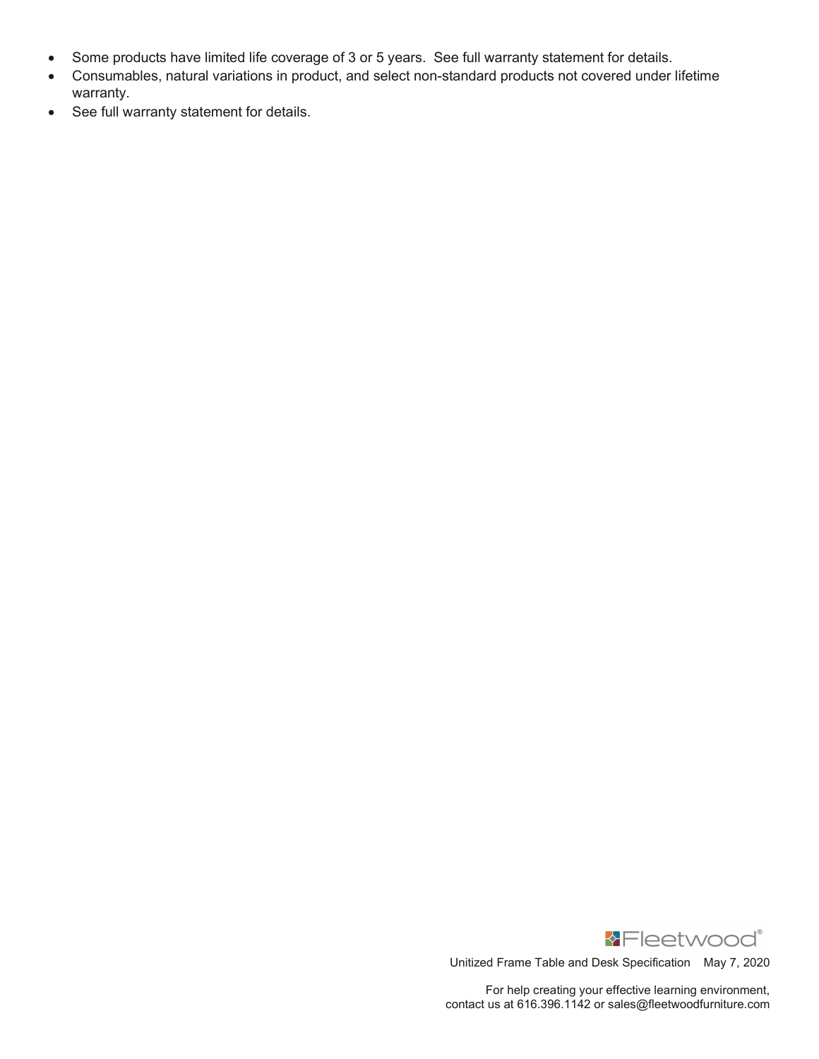- Some products have limited life coverage of 3 or 5 years. See full warranty statement for details.
- Consumables, natural variations in product, and select non-standard products not covered under lifetime warranty.
- See full warranty statement for details.

Fleetwood®

Unitized Frame Table and Desk Specification May 7, 2020

For help creating your effective learning environment, contact us at 616.396.1142 or sales@fleetwoodfurniture.com